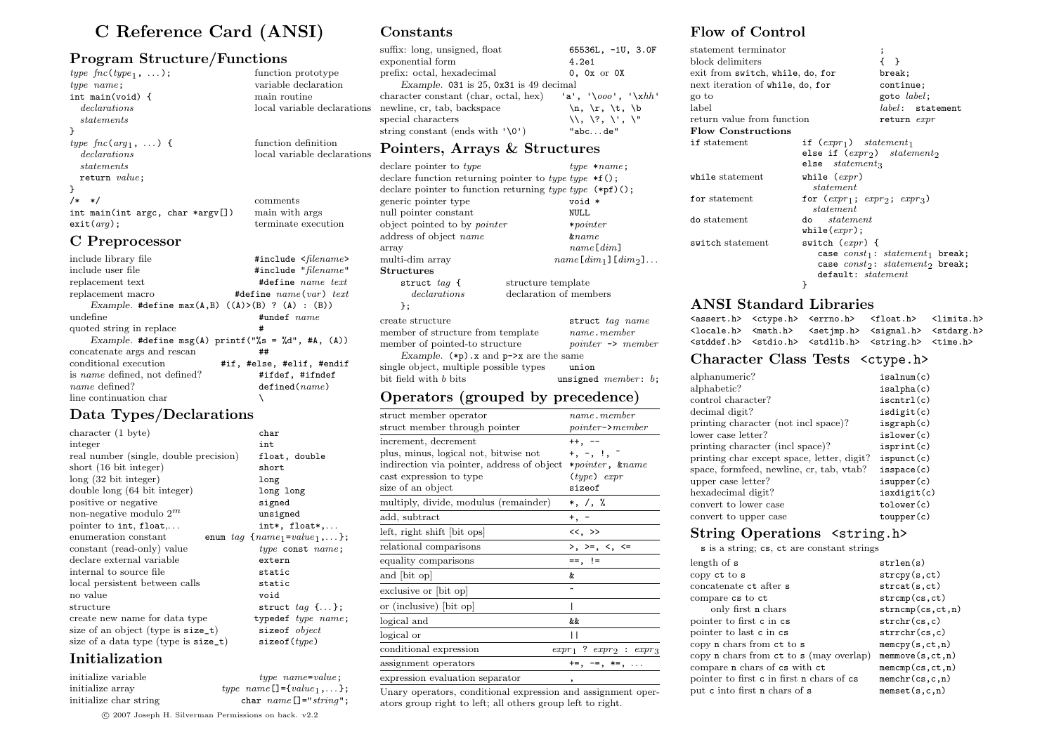# C Reference Card (ANSI)

## Program Structure/Functions

| | |
|---|---|
| *type fnc*(*type*$_1$, ...); | function prototype |
| *type name*; | variable declaration |
| `int main(void) {` | main routine |
| *declarations* | local variable declarations |
| *statements* | |
| `}` | |
| *type fnc*(*arg*$_1$, ...) `{` | function definition |
| *declarations* | local variable declarations |
| *statements* | |
| `return` *value*; | |
| `}` | |
| `/* */` | comments |
| `int main(int argc, char *argv[])` | main with args |
| `exit(`*arg*`);` | terminate execution |

## C Preprocessor

| | |
|---|---|
| include library file | `#include <`*filename*`>` |
| include user file | `#include "`*filename*`"` |
| replacement text | `#define` *name text* |
| replacement macro | `#define` *name*(*var*) *text* |

*Example.* `#define max(A,B) ((A)>(B) ? (A) : (B))`

| | |
|---|---|
| undefine | `#undef` *name* |
| quoted string in replace | `#` |

*Example.* `#define msg(A) printf("%s = %d", #A, (A))`

| | |
|---|---|
| concatenate args and rescan | `##` |
| conditional execution | `#if, #else, #elif, #endif` |
| is *name* defined, not defined? | `#ifdef, #ifndef` |
| *name* defined? | `defined(`*name*`)` |
| line continuation char | `\` |

## Data Types/Declarations

| | |
|---|---|
| character (1 byte) | `char` |
| integer | `int` |
| real number (single, double precision) | `float, double` |
| short (16 bit integer) | `short` |
| long (32 bit integer) | `long` |
| double long (64 bit integer) | `long long` |
| positive or negative | `signed` |
| non-negative modulo $2^m$ | `unsigned` |
| pointer to `int`, `float`,... | `int*, float*,...` |
| enumeration constant | `enum` *tag* {*name*$_1$=*value*$_1$,...}; |
| constant (read-only) value | *type* `const` *name*; |
| declare external variable | `extern` |
| internal to source file | `static` |
| local persistent between calls | `static` |
| no value | `void` |
| structure | `struct` *tag* {...}; |
| create new name for data type | `typedef` *type name*; |
| size of an object (type is `size_t`) | `sizeof` *object* |
| size of a data type (type is `size_t`) | `sizeof(`*type*`)` |

## Initialization

| | |
|---|---|
| initialize variable | *type name*=*value*; |
| initialize array | *type name*[]={*value*$_1$,...}; |
| initialize char string | `char` *name*[]="*string*"; |

© 2007 Joseph H. Silverman Permissions on back. v2.2

## Constants

| | |
|---|---|
| suffix: long, unsigned, float | `65536L, -1U, 3.0F` |
| exponential form | `4.2e1` |
| prefix: octal, hexadecimal | `0, 0x or 0X` |

*Example.* `031` is 25, `0x31` is 49 decimal

| | |
|---|---|
| character constant (char, octal, hex) | `'a', '\`*ooo*`', '\x`*hh*`'` |
| newline, cr, tab, backspace | `\n, \r, \t, \b` |
| special characters | `\\, \?, \', \"` |
| string constant (ends with `'\0'`) | `"abc...de"` |

## Pointers, Arrays & Structures

| | |
|---|---|
| declare pointer to *type* | *type* `*`*name*; |
| declare function returning pointer to *type* | *type* `*f();` |
| declare pointer to function returning *type* | *type* `(*pf)();` |
| generic pointer type | `void *` |
| null pointer constant | `NULL` |
| object pointed to by *pointer* | `*`*pointer* |
| address of object *name* | `&`*name* |
| array | *name*[*dim*] |
| multi-dim array | *name*[*dim*$_1$][*dim*$_2$]... |

**Structures**

| | |
|---|---|
| `struct` *tag* `{` | structure template |
| *declarations* | declaration of members |
| `};` | |

| | |
|---|---|
| create structure | `struct` *tag name* |
| member of structure from template | *name*.*member* |
| member of pointed-to structure | *pointer* `->` *member* |

*Example.* `(*p).x` and `p->x` are the same

| | |
|---|---|
| single object, multiple possible types | `union` |
| bit field with *b* bits | `unsigned` *member*: *b*; |

## Operators (grouped by precedence)

| | |
|---|---|
| struct member operator | *name*.*member* |
| struct member through pointer | *pointer*->*member* |
| increment, decrement | `++, --` |
| plus, minus, logical not, bitwise not | `+, -, !, ~` |
| indirection via pointer, address of object | `*`*pointer*, `&`*name* |
| cast expression to type | (*type*) *expr* |
| size of an object | `sizeof` |
| multiply, divide, modulus (remainder) | `*, /, %` |
| add, subtract | `+, -` |
| left, right shift [bit ops] | `<<, >>` |
| relational comparisons | `>, >=, <, <=` |
| equality comparisons | `==, !=` |
| and [bit op] | `&` |
| exclusive or [bit op] | `^` |
| or (inclusive) [bit op] | `\|` |
| logical and | `&&` |
| logical or | `\|\|` |
| conditional expression | *expr*$_1$ `?` *expr*$_2$ `:` *expr*$_3$ |
| assignment operators | `+=, -=, *=, ...` |
| expression evaluation separator | `,` |

Unary operators, conditional expression and assignment operators group right to left; all others group left to right.

## Flow of Control

| | |
|---|---|
| statement terminator | `;` |
| block delimiters | `{ }` |
| exit from `switch`, `while`, `do`, `for` | `break;` |
| next iteration of `while`, `do`, `for` | `continue;` |
| go to | `goto` *label*; |
| label | *label*: `statement` |
| return value from function | `return` *expr* |

**Flow Constructions**

| | |
|---|---|
| `if` statement | `if (`*expr*$_1$`)` *statement*$_1$<br>`else if (`*expr*$_2$`)` *statement*$_2$<br>`else` *statement*$_3$ |
| `while` statement | `while (`*expr*`)`<br>*statement* |
| `for` statement | `for (`*expr*$_1$`;` *expr*$_2$`;` *expr*$_3$`)`<br>*statement* |
| `do` statement | `do` *statement*<br>`while(`*expr*`);` |
| `switch` statement | `switch (`*expr*`) {`<br>`case` *const*$_1$: *statement*$_1$ `break;`<br>`case` *const*$_2$: *statement*$_2$ `break;`<br>`default:` *statement*<br>`}` |

## ANSI Standard Libraries

`<assert.h>` `<ctype.h>` `<errno.h>` `<float.h>` `<limits.h>` `<locale.h>` `<math.h>` `<setjmp.h>` `<signal.h>` `<stdarg.h>` `<stddef.h>` `<stdio.h>` `<stdlib.h>` `<string.h>` `<time.h>`

## Character Class Tests `<ctype.h>`

| | |
|---|---|
| alphanumeric? | `isalnum(c)` |
| alphabetic? | `isalpha(c)` |
| control character? | `iscntrl(c)` |
| decimal digit? | `isdigit(c)` |
| printing character (not incl space)? | `isgraph(c)` |
| lower case letter? | `islower(c)` |
| printing character (incl space)? | `isprint(c)` |
| printing char except space, letter, digit? | `ispunct(c)` |
| space, formfeed, newline, cr, tab, vtab? | `isspace(c)` |
| upper case letter? | `isupper(c)` |
| hexadecimal digit? | `isxdigit(c)` |
| convert to lower case | `tolower(c)` |
| convert to upper case | `toupper(c)` |

## String Operations `<string.h>`

`s` is a string; `cs`, `ct` are constant strings

| | |
|---|---|
| length of `s` | `strlen(s)` |
| copy `ct` to `s` | `strcpy(s,ct)` |
| concatenate `ct` after `s` | `strcat(s,ct)` |
| compare `cs` to `ct` | `strcmp(cs,ct)` |
| only first `n` chars | `strncmp(cs,ct,n)` |
| pointer to first `c` in `cs` | `strchr(cs,c)` |
| pointer to last `c` in `cs` | `strrchr(cs,c)` |
| copy `n` chars from `ct` to `s` | `memcpy(s,ct,n)` |
| copy `n` chars from `ct` to `s` (may overlap) | `memmove(s,ct,n)` |
| compare `n` chars of `cs` with `ct` | `memcmp(cs,ct,n)` |
| pointer to first `c` in first `n` chars of `cs` | `memchr(cs,c,n)` |
| put `c` into first `n` chars of `s` | `memset(s,c,n)` |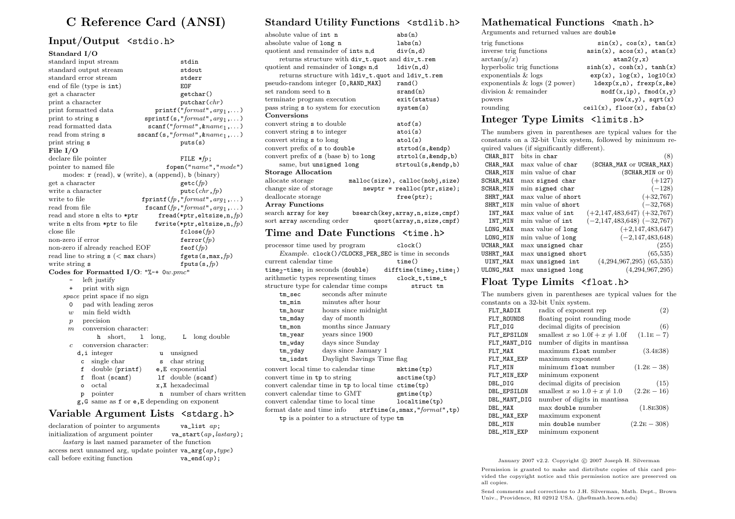# C Reference Card (ANSI)

## Input/Output `<stdio.h>`

### Standard I/O

| | |
|---|---|
| standard input stream | `stdin` |
| standard output stream | `stdout` |
| standard error stream | `stderr` |
| end of file (type is `int`) | `EOF` |
| get a character | `getchar()` |
| print a character | `putchar(`*chr*`)` |
| print formatted data | `printf("`*format*`",`$arg_1$`,...)` |
| print to string `s` | `sprintf(s,"`*format*`",`$arg_1$`,...)` |
| read formatted data | `scanf("`*format*`",&`$name_1$`,...)` |
| read from string `s` | `sscanf(s,"`*format*`",&`$name_1$`,...)` |
| print string `s` | `puts(s)` |

### File I/O

| | |
|---|---|
| declare file pointer | `FILE *`*fp*`;` |
| pointer to named file | `fopen("`*name*`","`*mode*`")` |
| modes: `r` (read), `w` (write), `a` (append), `b` (binary) | |
| get a character | `getc(`*fp*`)` |
| write a character | `putc(`*chr*`,`*fp*`)` |
| write to file | `fprintf(`*fp*`,"`*format*`",`$arg_1$`,...)` |
| read from file | `fscanf(`*fp*`,"`*format*`",`$arg_1$`,...)` |
| read and store `n` elts to `*ptr` | `fread(*ptr,eltsize,n,`*fp*`)` |
| write `n` elts from `*ptr` to file | `fwrite(*ptr,eltsize,n,`*fp*`)` |
| close file | `fclose(`*fp*`)` |
| non-zero if error | `ferror(`*fp*`)` |
| non-zero if already reached EOF | `feof(`*fp*`)` |
| read line to string `s` (< `max` chars) | `fgets(s,max,`*fp*`)` |
| write string `s` | `fputs(s,`*fp*`)` |

### Codes for Formatted I/O: `"%-+ 0`*w.pmc*`"`

- `-` left justify
- `+` print with sign
- *space* print space if no sign
- `0` pad with leading zeros
- *w* min field width
- *p* precision
- *m* conversion character: `h` short, `l` long, `L` long double
- *c* conversion character:

| | | | |
|---|---|---|---|
| `d,i` | integer | `u` | unsigned |
| `c` | single char | `s` | char string |
| `f` | double (`printf`) | `e,E` | exponential |
| `f` | float (`scanf`) | `lf` | double (`scanf`) |
| `o` | octal | `x,X` | hexadecimal |
| `p` | pointer | `n` | number of chars written |
| `g,G` | same as `f` or `e,E` depending on exponent | | |

## Variable Argument Lists `<stdarg.h>`

| | |
|---|---|
| declaration of pointer to arguments | `va_list` *ap*`;` |
| initialization of argument pointer | `va_start(`*ap*`,`*lastarg*`);` |
| *lastarg* is last named parameter of the function | |
| access next unnamed arg, update pointer | `va_arg(`*ap*`,`*type*`)` |
| call before exiting function | `va_end(`*ap*`);` |

## Standard Utility Functions `<stdlib.h>`

| | |
|---|---|
| absolute value of `int n` | `abs(n)` |
| absolute value of `long n` | `labs(n)` |
| quotient and remainder of `int`s `n,d` | `div(n,d)` |
| returns structure with `div_t.quot` and `div_t.rem` | |
| quotient and remainder of `long`s `n,d` | `ldiv(n,d)` |
| returns structure with `ldiv_t.quot` and `ldiv_t.rem` | |
| pseudo-random integer `[0,RAND_MAX]` | `rand()` |
| set random seed to `n` | `srand(n)` |
| terminate program execution | `exit(status)` |
| pass string `s` to system for execution | `system(s)` |

### Conversions

| | |
|---|---|
| convert string `s` to double | `atof(s)` |
| convert string `s` to integer | `atoi(s)` |
| convert string `s` to long | `atol(s)` |
| convert prefix of `s` to `double` | `strtod(s,&endp)` |
| convert prefix of `s` (base `b`) to `long` | `strtol(s,&endp,b)` |
| same, but `unsigned long` | `strtoul(s,&endp,b)` |

### Storage Allocation

| | |
|---|---|
| allocate storage | `malloc(size), calloc(nobj,size)` |
| change size of storage | `newptr = realloc(ptr,size);` |
| deallocate storage | `free(ptr);` |

### Array Functions

| | |
|---|---|
| search `array` for `key` | `bsearch(key,array,n,size,cmpf)` |
| sort `array` ascending order | `qsort(array,n,size,cmpf)` |

## Time and Date Functions `<time.h>`

| | |
|---|---|
| processor time used by program | `clock()` |
| *Example.* `clock()/CLOCKS_PER_SEC` is time in seconds | |
| current calendar time | `time()` |
| $time_2$-$time_1$ in seconds (`double`) | `difftime(`$time_2$`,`$time_1$`)` |
| arithmetic types representing times | `clock_t,time_t` |
| structure type for calendar time comps | `struct tm` |

| | |
|---|---|
| `tm_sec` | seconds after minute |
| `tm_min` | minutes after hour |
| `tm_hour` | hours since midnight |
| `tm_mday` | day of month |
| `tm_mon` | months since January |
| `tm_year` | years since 1900 |
| `tm_wday` | days since Sunday |
| `tm_yday` | days since January 1 |
| `tm_isdst` | Daylight Savings Time flag |

| | |
|---|---|
| convert local time to calendar time | `mktime(tp)` |
| convert time in `tp` to string | `asctime(tp)` |
| convert calendar time in `tp` to local time | `ctime(tp)` |
| convert calendar time to GMT | `gmtime(tp)` |
| convert calendar time to local time | `localtime(tp)` |
| format date and time info | `strftime(s,smax,"`*format*`",tp)` |
| `tp` is a pointer to a structure of type `tm` | |

## Mathematical Functions `<math.h>`

Arguments and returned values are `double`

| | |
|---|---|
| trig functions | `sin(x), cos(x), tan(x)` |
| inverse trig functions | `asin(x), acos(x), atan(x)` |
| $\arctan(y/x)$ | `atan2(y,x)` |
| hyperbolic trig functions | `sinh(x), cosh(x), tanh(x)` |
| exponentials & logs | `exp(x), log(x), log10(x)` |
| exponentials & logs (2 power) | `ldexp(x,n), frexp(x,&e)` |
| division & remainder | `modf(x,ip), fmod(x,y)` |
| powers | `pow(x,y), sqrt(x)` |
| rounding | `ceil(x), floor(x), fabs(x)` |

## Integer Type Limits `<limits.h>`

The numbers given in parentheses are typical values for the constants on a 32-bit Unix system, followed by minimum required values (if significantly different).

| | | |
|---|---|---|
| `CHAR_BIT` | bits in `char` | (8) |
| `CHAR_MAX` | max value of `char` | (`SCHAR_MAX` or `UCHAR_MAX`) |
| `CHAR_MIN` | min value of `char` | (`SCHAR_MIN` or 0) |
| `SCHAR_MAX` | max `signed char` | (+127) |
| `SCHAR_MIN` | min `signed char` | (−128) |
| `SHRT_MAX` | max value of `short` | (+32,767) |
| `SHRT_MIN` | min value of `short` | (−32,768) |
| `INT_MAX` | max value of `int` | (+2,147,483,647) (+32,767) |
| `INT_MIN` | min value of `int` | (−2,147,483,648) (−32,767) |
| `LONG_MAX` | max value of `long` | (+2,147,483,647) |
| `LONG_MIN` | min value of `long` | (−2,147,483,648) |
| `UCHAR_MAX` | max `unsigned char` | (255) |
| `USHRT_MAX` | max `unsigned short` | (65,535) |
| `UINT_MAX` | max `unsigned int` | (4,294,967,295) (65,535) |
| `ULONG_MAX` | max `unsigned long` | (4,294,967,295) |

## Float Type Limits `<float.h>`

The numbers given in parentheses are typical values for the constants on a 32-bit Unix system.

| | | |
|---|---|---|
| `FLT_RADIX` | radix of exponent rep | (2) |
| `FLT_ROUNDS` | floating point rounding mode | |
| `FLT_DIG` | decimal digits of precision | (6) |
| `FLT_EPSILON` | smallest $x$ so $1.0f + x \neq 1.0f$ | (1.1E − 7) |
| `FLT_MANT_DIG` | number of digits in mantissa | |
| `FLT_MAX` | maximum `float` number | (3.4E38) |
| `FLT_MAX_EXP` | maximum exponent | |
| `FLT_MIN` | minimum `float` number | (1.2E − 38) |
| `FLT_MIN_EXP` | minimum exponent | |
| `DBL_DIG` | decimal digits of precision | (15) |
| `DBL_EPSILON` | smallest $x$ so $1.0 + x \neq 1.0$ | (2.2E − 16) |
| `DBL_MANT_DIG` | number of digits in mantissa | |
| `DBL_MAX` | max `double` number | (1.8E308) |
| `DBL_MAX_EXP` | maximum exponent | |
| `DBL_MIN` | min `double` number | (2.2E − 308) |
| `DBL_MIN_EXP` | minimum exponent | |

January 2007 v2.2. Copyright © 2007 Joseph H. Silverman

Permission is granted to make and distribute copies of this card provided the copyright notice and this permission notice are preserved on all copies.

Send comments and corrections to J.H. Silverman, Math. Dept., Brown Univ., Providence, RI 02912 USA. (jhs@math.brown.edu)